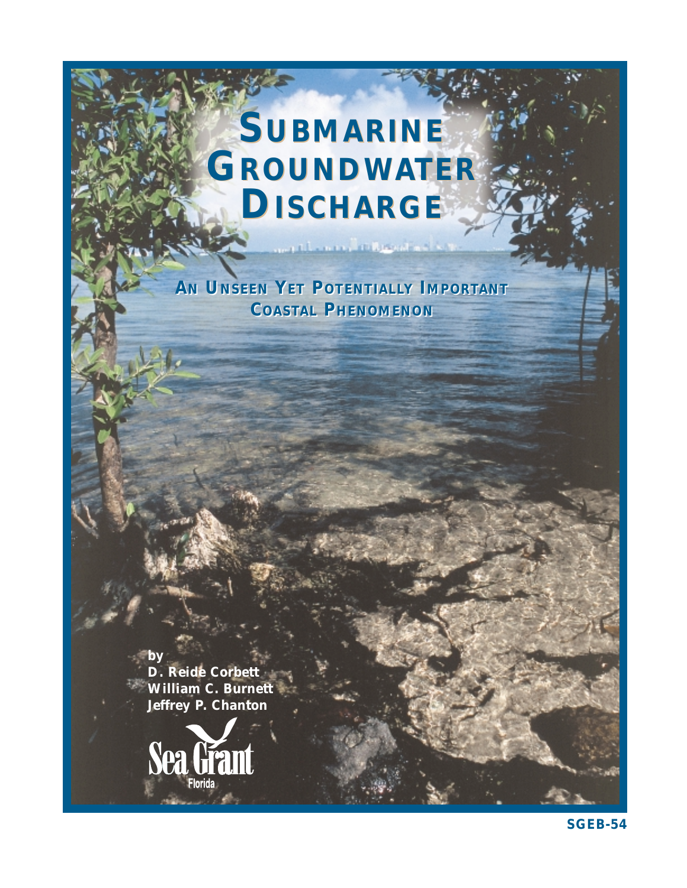# Submarine Groundwater Discharge

## An Unseen Yet Potentially Important Coastal Phenomenon

by
D. Reide Corbett
William C. Burnett
Jeffrey P. Chanton

Sea Grant
Florida

SGEB-54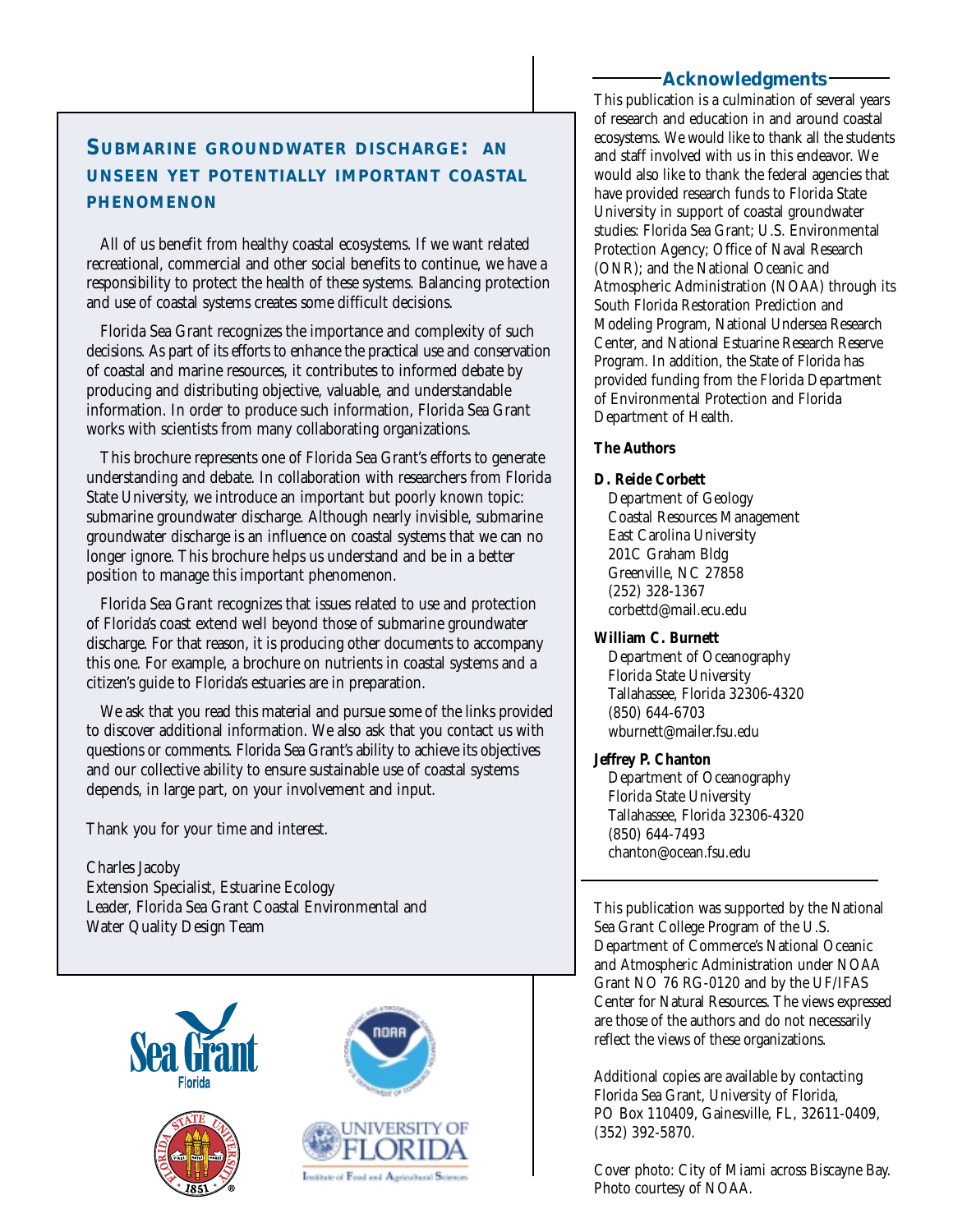## SUBMARINE GROUNDWATER DISCHARGE: AN UNSEEN YET POTENTIALLY IMPORTANT COASTAL PHENOMENON

All of us benefit from healthy coastal ecosystems. If we want related recreational, commercial and other social benefits to continue, we have a responsibility to protect the health of these systems. Balancing protection and use of coastal systems creates some difficult decisions.

Florida Sea Grant recognizes the importance and complexity of such decisions. As part of its efforts to enhance the practical use and conservation of coastal and marine resources, it contributes to informed debate by producing and distributing objective, valuable, and understandable information. In order to produce such information, Florida Sea Grant works with scientists from many collaborating organizations.

This brochure represents one of Florida Sea Grant's efforts to generate understanding and debate. In collaboration with researchers from Florida State University, we introduce an important but poorly known topic: submarine groundwater discharge. Although nearly invisible, submarine groundwater discharge is an influence on coastal systems that we can no longer ignore. This brochure helps us understand and be in a better position to manage this important phenomenon.

Florida Sea Grant recognizes that issues related to use and protection of Florida's coast extend well beyond those of submarine groundwater discharge. For that reason, it is producing other documents to accompany this one. For example, a brochure on nutrients in coastal systems and a citizen's guide to Florida's estuaries are in preparation.

We ask that you read this material and pursue some of the links provided to discover additional information. We also ask that you contact us with questions or comments. Florida Sea Grant's ability to achieve its objectives and our collective ability to ensure sustainable use of coastal systems depends, in large part, on your involvement and input.

Thank you for your time and interest.

Charles Jacoby
Extension Specialist, Estuarine Ecology
Leader, Florida Sea Grant Coastal Environmental and Water Quality Design Team

## Acknowledgments

This publication is a culmination of several years of research and education in and around coastal ecosystems. We would like to thank all the students and staff involved with us in this endeavor. We would also like to thank the federal agencies that have provided research funds to Florida State University in support of coastal groundwater studies: Florida Sea Grant; U.S. Environmental Protection Agency; Office of Naval Research (ONR); and the National Oceanic and Atmospheric Administration (NOAA) through its South Florida Restoration Prediction and Modeling Program, National Undersea Research Center, and National Estuarine Research Reserve Program. In addition, the State of Florida has provided funding from the Florida Department of Environmental Protection and Florida Department of Health.

**The Authors**

**D. Reide Corbett**
Department of Geology
Coastal Resources Management
East Carolina University
201C Graham Bldg
Greenville, NC 27858
(252) 328-1367
corbettd@mail.ecu.edu

**William C. Burnett**
Department of Oceanography
Florida State University
Tallahassee, Florida 32306-4320
(850) 644-6703
wburnett@mailer.fsu.edu

**Jeffrey P. Chanton**
Department of Oceanography
Florida State University
Tallahassee, Florida 32306-4320
(850) 644-7493
chanton@ocean.fsu.edu

This publication was supported by the National Sea Grant College Program of the U.S. Department of Commerce's National Oceanic and Atmospheric Administration under NOAA Grant NO 76 RG-0120 and by the UF/IFAS Center for Natural Resources. The views expressed are those of the authors and do not necessarily reflect the views of these organizations.

Additional copies are available by contacting Florida Sea Grant, University of Florida, PO Box 110409, Gainesville, FL, 32611-0409, (352) 392-5870.

Cover photo: City of Miami across Biscayne Bay. Photo courtesy of NOAA.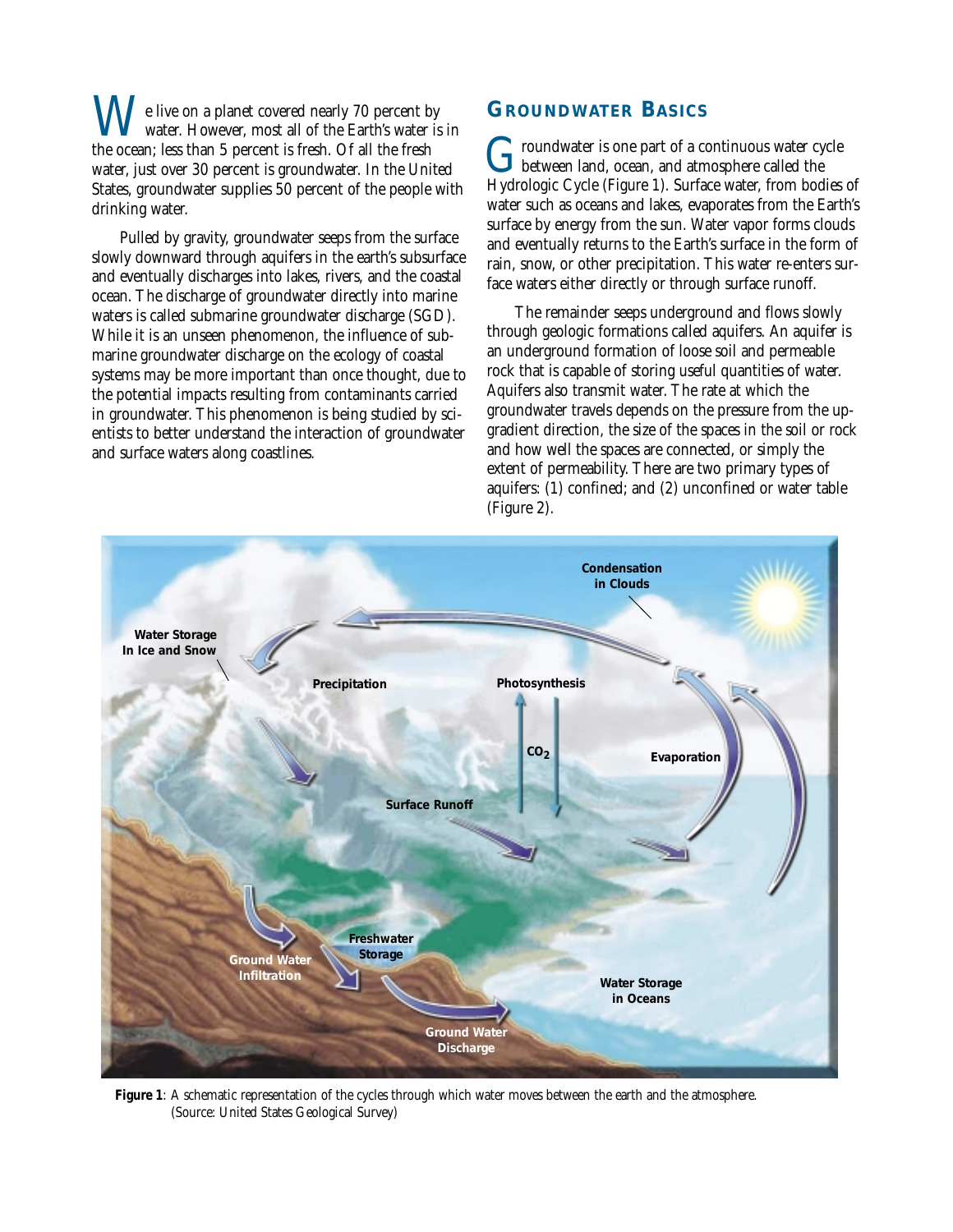We live on a planet covered nearly 70 percent by water. However, most all of the Earth's water is in the ocean; less than 5 percent is fresh. Of all the fresh water, just over 30 percent is groundwater. In the United States, groundwater supplies 50 percent of the people with drinking water.

Pulled by gravity, groundwater seeps from the surface slowly downward through aquifers in the earth's subsurface and eventually discharges into lakes, rivers, and the coastal ocean. The discharge of groundwater directly into marine waters is called submarine groundwater discharge (SGD). While it is an unseen phenomenon, the influence of submarine groundwater discharge on the ecology of coastal systems may be more important than once thought, due to the potential impacts resulting from contaminants carried in groundwater. This phenomenon is being studied by scientists to better understand the interaction of groundwater and surface waters along coastlines.

## Groundwater Basics

Groundwater is one part of a continuous water cycle between land, ocean, and atmosphere called the Hydrologic Cycle (Figure 1). Surface water, from bodies of water such as oceans and lakes, evaporates from the Earth's surface by energy from the sun. Water vapor forms clouds and eventually returns to the Earth's surface in the form of rain, snow, or other precipitation. This water re-enters surface waters either directly or through surface runoff.

The remainder seeps underground and flows slowly through geologic formations called aquifers. An aquifer is an underground formation of loose soil and permeable rock that is capable of storing useful quantities of water. Aquifers also transmit water. The rate at which the groundwater travels depends on the pressure from the up-gradient direction, the size of the spaces in the soil or rock and how well the spaces are connected, or simply the extent of permeability. There are two primary types of aquifers: (1) confined; and (2) unconfined or water table (Figure 2).

**Figure 1**: A schematic representation of the cycles through which water moves between the earth and the atmosphere. (Source: United States Geological Survey)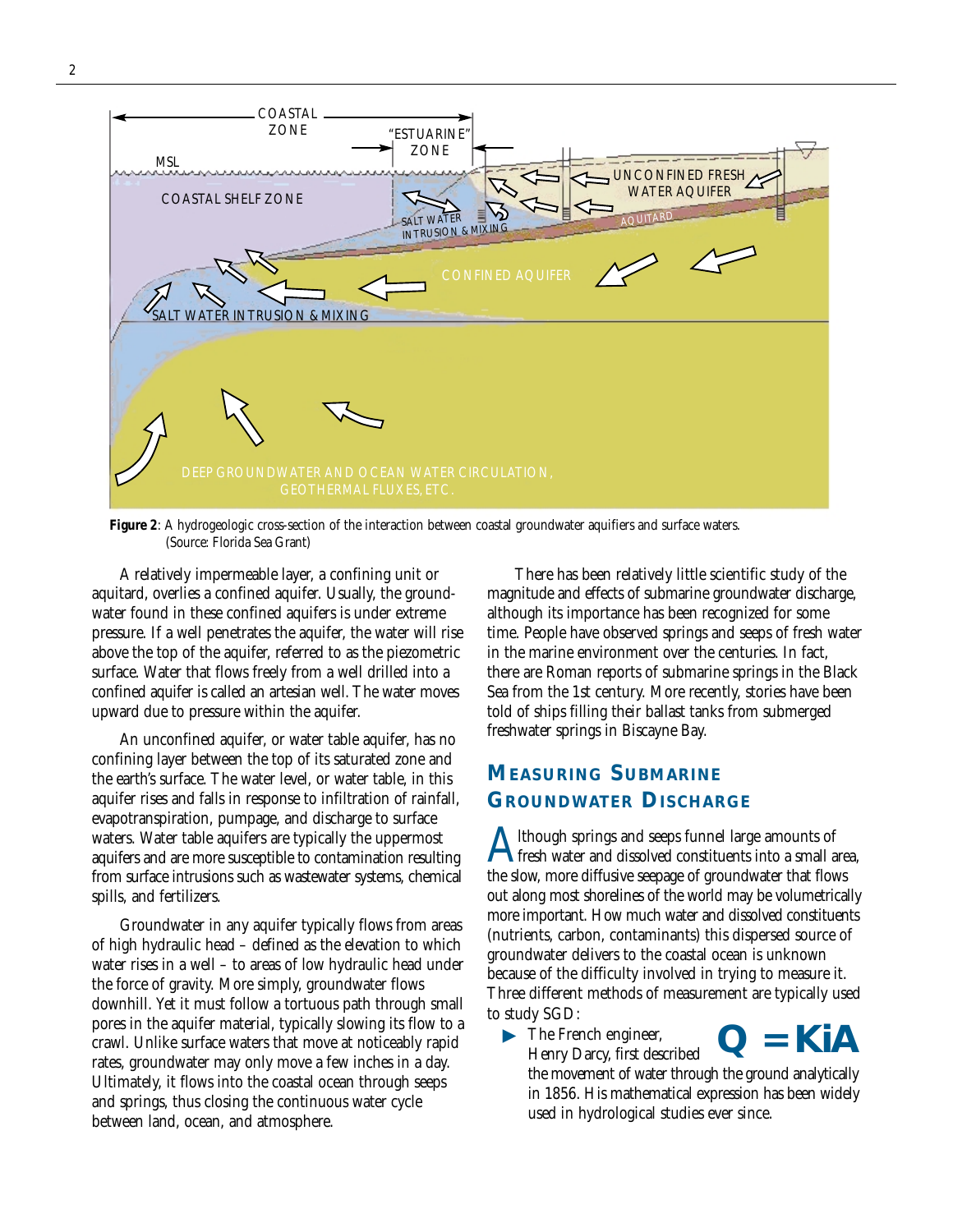**Figure 2**: A hydrogeologic cross-section of the interaction between coastal groundwater aquifers and surface waters. (Source: Florida Sea Grant)

A relatively impermeable layer, a confining unit or aquitard, overlies a confined aquifer. Usually, the groundwater found in these confined aquifers is under extreme pressure. If a well penetrates the aquifer, the water will rise above the top of the aquifer, referred to as the piezometric surface. Water that flows freely from a well drilled into a confined aquifer is called an artesian well. The water moves upward due to pressure within the aquifer.

An unconfined aquifer, or water table aquifer, has no confining layer between the top of its saturated zone and the earth's surface. The water level, or water table, in this aquifer rises and falls in response to infiltration of rainfall, evapotranspiration, pumpage, and discharge to surface waters. Water table aquifers are typically the uppermost aquifers and are more susceptible to contamination resulting from surface intrusions such as wastewater systems, chemical spills, and fertilizers.

Groundwater in any aquifer typically flows from areas of high hydraulic head – defined as the elevation to which water rises in a well – to areas of low hydraulic head under the force of gravity. More simply, groundwater flows downhill. Yet it must follow a tortuous path through small pores in the aquifer material, typically slowing its flow to a crawl. Unlike surface waters that move at noticeably rapid rates, groundwater may only move a few inches in a day. Ultimately, it flows into the coastal ocean through seeps and springs, thus closing the continuous water cycle between land, ocean, and atmosphere.

There has been relatively little scientific study of the magnitude and effects of submarine groundwater discharge, although its importance has been recognized for some time. People have observed springs and seeps of fresh water in the marine environment over the centuries. In fact, there are Roman reports of submarine springs in the Black Sea from the 1st century. More recently, stories have been told of ships filling their ballast tanks from submerged freshwater springs in Biscayne Bay.

## Measuring Submarine Groundwater Discharge

Although springs and seeps funnel large amounts of fresh water and dissolved constituents into a small area, the slow, more diffusive seepage of groundwater that flows out along most shorelines of the world may be volumetrically more important. How much water and dissolved constituents (nutrients, carbon, contaminants) this dispersed source of groundwater delivers to the coastal ocean is unknown because of the difficulty involved in trying to measure it. Three different methods of measurement are typically used to study SGD:

- The French engineer, Henry Darcy, first described the movement of water through the ground analytically in 1856. His mathematical expression has been widely used in hydrological studies ever since.

$$Q = KiA$$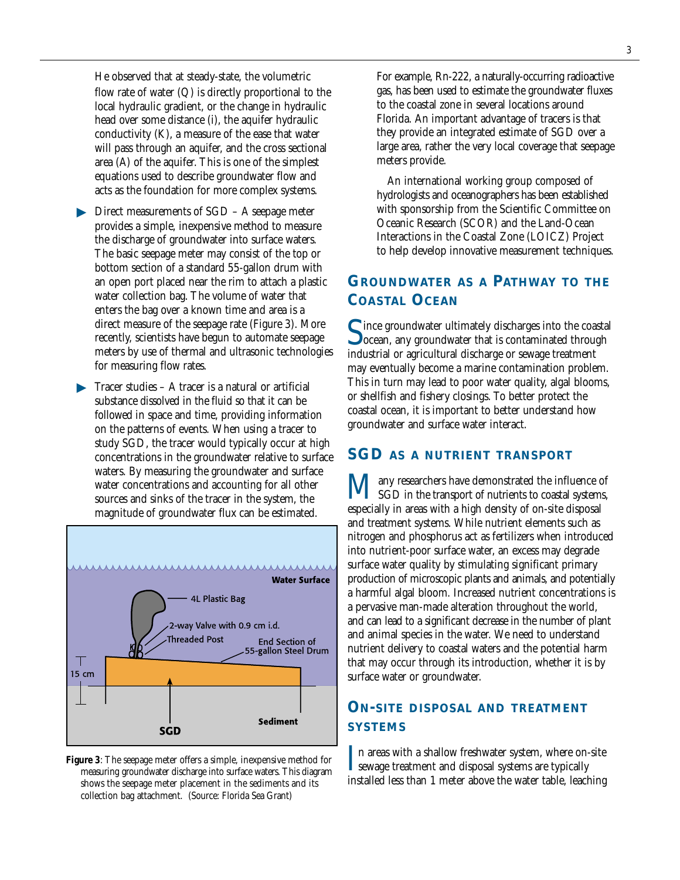He observed that at steady-state, the volumetric flow rate of water (Q) is directly proportional to the local hydraulic gradient, or the change in hydraulic head over some distance (i), the aquifer hydraulic conductivity (K), a measure of the ease that water will pass through an aquifer, and the cross sectional area (A) of the aquifer. This is one of the simplest equations used to describe groundwater flow and acts as the foundation for more complex systems.

- Direct measurements of SGD – A seepage meter provides a simple, inexpensive method to measure the discharge of groundwater into surface waters. The basic seepage meter may consist of the top or bottom section of a standard 55-gallon drum with an open port placed near the rim to attach a plastic water collection bag. The volume of water that enters the bag over a known time and area is a direct measure of the seepage rate (Figure 3). More recently, scientists have begun to automate seepage meters by use of thermal and ultrasonic technologies for measuring flow rates.
- Tracer studies – A tracer is a natural or artificial substance dissolved in the fluid so that it can be followed in space and time, providing information on the patterns of events. When using a tracer to study SGD, the tracer would typically occur at high concentrations in the groundwater relative to surface waters. By measuring the groundwater and surface water concentrations and accounting for all other sources and sinks of the tracer in the system, the magnitude of groundwater flux can be estimated.

**Figure 3**: The seepage meter offers a simple, inexpensive method for measuring groundwater discharge into surface waters. This diagram shows the seepage meter placement in the sediments and its collection bag attachment. (Source: Florida Sea Grant)

For example, Rn-222, a naturally-occurring radioactive gas, has been used to estimate the groundwater fluxes to the coastal zone in several locations around Florida. An important advantage of tracers is that they provide an integrated estimate of SGD over a large area, rather the very local coverage that seepage meters provide.

An international working group composed of hydrologists and oceanographers has been established with sponsorship from the Scientific Committee on Oceanic Research (SCOR) and the Land-Ocean Interactions in the Coastal Zone (LOICZ) Project to help develop innovative measurement techniques.

## Groundwater as a Pathway to the Coastal Ocean

Since groundwater ultimately discharges into the coastal ocean, any groundwater that is contaminated through industrial or agricultural discharge or sewage treatment may eventually become a marine contamination problem. This in turn may lead to poor water quality, algal blooms, or shellfish and fishery closings. To better protect the coastal ocean, it is important to better understand how groundwater and surface water interact.

## SGD as a Nutrient Transport

Many researchers have demonstrated the influence of SGD in the transport of nutrients to coastal systems, especially in areas with a high density of on-site disposal and treatment systems. While nutrient elements such as nitrogen and phosphorus act as fertilizers when introduced into nutrient-poor surface water, an excess may degrade surface water quality by stimulating significant primary production of microscopic plants and animals, and potentially a harmful algal bloom. Increased nutrient concentrations is a pervasive man-made alteration throughout the world, and can lead to a significant decrease in the number of plant and animal species in the water. We need to understand nutrient delivery to coastal waters and the potential harm that may occur through its introduction, whether it is by surface water or groundwater.

## On-site Disposal and Treatment Systems

In areas with a shallow freshwater system, where on-site sewage treatment and disposal systems are typically installed less than 1 meter above the water table, leaching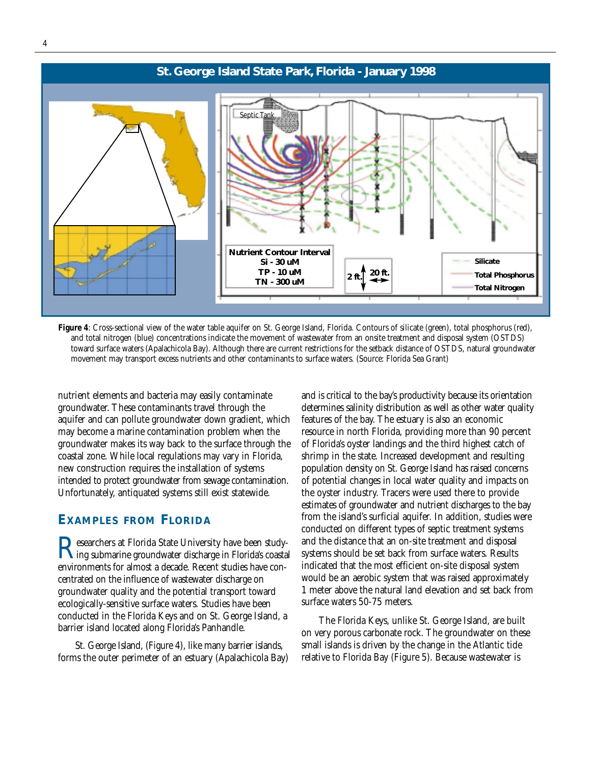**Figure 4**: Cross-sectional view of the water table aquifer on St. George Island, Florida. Contours of silicate (green), total phosphorus (red), and total nitrogen (blue) concentrations indicate the movement of wastewater from an onsite treatment and disposal system (OSTDS) toward surface waters (Apalachicola Bay). Although there are current restrictions for the setback distance of OSTDS, natural groundwater movement may transport excess nutrients and other contaminants to surface waters. (Source: Florida Sea Grant)

nutrient elements and bacteria may easily contaminate groundwater. These contaminants travel through the aquifer and can pollute groundwater down gradient, which may become a marine contamination problem when the groundwater makes its way back to the surface through the coastal zone. While local regulations may vary in Florida, new construction requires the installation of systems intended to protect groundwater from sewage contamination. Unfortunately, antiquated systems still exist statewide.

## Examples from Florida

Researchers at Florida State University have been studying submarine groundwater discharge in Florida's coastal environments for almost a decade. Recent studies have concentrated on the influence of wastewater discharge on groundwater quality and the potential transport toward ecologically-sensitive surface waters. Studies have been conducted in the Florida Keys and on St. George Island, a barrier island located along Florida's Panhandle.

St. George Island, (Figure 4), like many barrier islands, forms the outer perimeter of an estuary (Apalachicola Bay) and is critical to the bay's productivity because its orientation determines salinity distribution as well as other water quality features of the bay. The estuary is also an economic resource in north Florida, providing more than 90 percent of Florida's oyster landings and the third highest catch of shrimp in the state. Increased development and resulting population density on St. George Island has raised concerns of potential changes in local water quality and impacts on the oyster industry. Tracers were used there to provide estimates of groundwater and nutrient discharges to the bay from the island's surficial aquifer. In addition, studies were conducted on different types of septic treatment systems and the distance that an on-site treatment and disposal systems should be set back from surface waters. Results indicated that the most efficient on-site disposal system would be an aerobic system that was raised approximately 1 meter above the natural land elevation and set back from surface waters 50-75 meters.

The Florida Keys, unlike St. George Island, are built on very porous carbonate rock. The groundwater on these small islands is driven by the change in the Atlantic tide relative to Florida Bay (Figure 5). Because wastewater is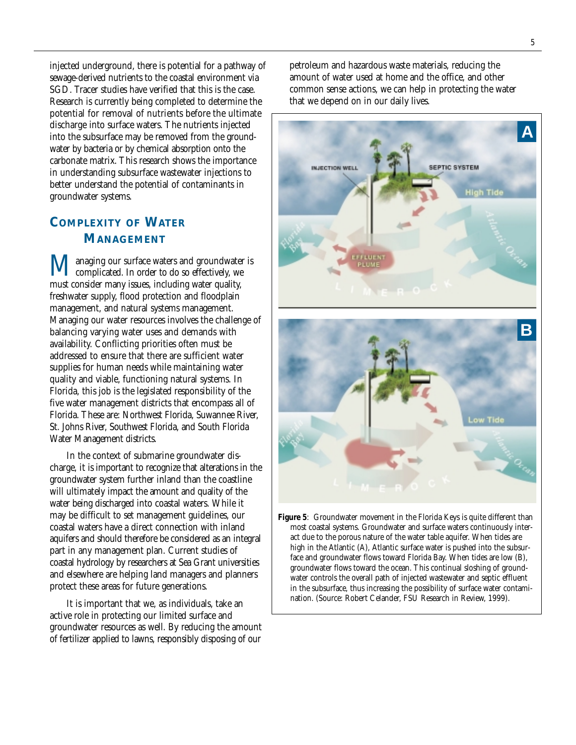injected underground, there is potential for a pathway of sewage-derived nutrients to the coastal environment via SGD. Tracer studies have verified that this is the case. Research is currently being completed to determine the potential for removal of nutrients before the ultimate discharge into surface waters. The nutrients injected into the subsurface may be removed from the groundwater by bacteria or by chemical absorption onto the carbonate matrix. This research shows the importance in understanding subsurface wastewater injections to better understand the potential of contaminants in groundwater systems.

## Complexity of Water Management

Managing our surface waters and groundwater is complicated. In order to do so effectively, we must consider many issues, including water quality, freshwater supply, flood protection and floodplain management, and natural systems management. Managing our water resources involves the challenge of balancing varying water uses and demands with availability. Conflicting priorities often must be addressed to ensure that there are sufficient water supplies for human needs while maintaining water quality and viable, functioning natural systems. In Florida, this job is the legislated responsibility of the five water management districts that encompass all of Florida. These are: Northwest Florida, Suwannee River, St. Johns River, Southwest Florida, and South Florida Water Management districts.

In the context of submarine groundwater discharge, it is important to recognize that alterations in the groundwater system further inland than the coastline will ultimately impact the amount and quality of the water being discharged into coastal waters. While it may be difficult to set management guidelines, our coastal waters have a direct connection with inland aquifers and should therefore be considered as an integral part in any management plan. Current studies of coastal hydrology by researchers at Sea Grant universities and elsewhere are helping land managers and planners protect these areas for future generations.

It is important that we, as individuals, take an active role in protecting our limited surface and groundwater resources as well. By reducing the amount of fertilizer applied to lawns, responsibly disposing of our petroleum and hazardous waste materials, reducing the amount of water used at home and the office, and other common sense actions, we can help in protecting the water that we depend on in our daily lives.

**Figure 5**: Groundwater movement in the Florida Keys is quite different than most coastal systems. Groundwater and surface waters continuously interact due to the porous nature of the water table aquifer. When tides are high in the Atlantic (A), Atlantic surface water is pushed into the subsurface and groundwater flows toward Florida Bay. When tides are low (B), groundwater flows toward the ocean. This continual sloshing of groundwater controls the overall path of injected wastewater and septic effluent in the subsurface, thus increasing the possibility of surface water contamination. (Source: Robert Celander, FSU Research in Review, 1999).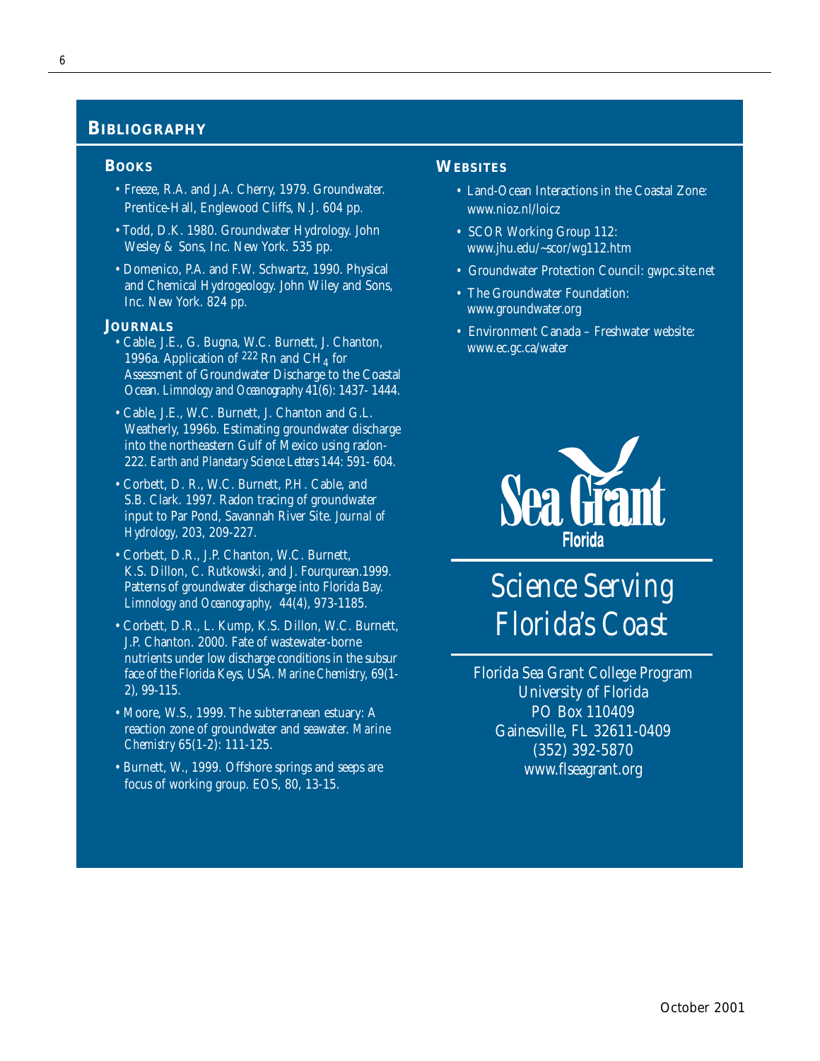## BIBLIOGRAPHY

### BOOKS

- Freeze, R.A. and J.A. Cherry, 1979. Groundwater. Prentice-Hall, Englewood Cliffs, N.J. 604 pp.
- Todd, D.K. 1980. Groundwater Hydrology. John Wesley & Sons, Inc. New York. 535 pp.
- Domenico, P.A. and F.W. Schwartz, 1990. Physical and Chemical Hydrogeology. John Wiley and Sons, Inc. New York. 824 pp.

### JOURNALS

- Cable, J.E., G. Bugna, W.C. Burnett, J. Chanton, 1996a. Application of $^{222}$Rn and $CH_4$ for Assessment of Groundwater Discharge to the Coastal Ocean. *Limnology and Oceanography* 41(6): 1437- 1444.
- Cable, J.E., W.C. Burnett, J. Chanton and G.L. Weatherly, 1996b. Estimating groundwater discharge into the northeastern Gulf of Mexico using radon-222. *Earth and Planetary Science Letters* 144: 591- 604.
- Corbett, D. R., W.C. Burnett, P.H. Cable, and S.B. Clark. 1997. Radon tracing of groundwater input to Par Pond, Savannah River Site. *Journal of Hydrology*, 203, 209-227.
- Corbett, D.R., J.P. Chanton, W.C. Burnett, K.S. Dillon, C. Rutkowski, and J. Fourqurean.1999. Patterns of groundwater discharge into Florida Bay. *Limnology and Oceanography*, 44(4), 973-1185.
- Corbett, D.R., L. Kump, K.S. Dillon, W.C. Burnett, J.P. Chanton. 2000. Fate of wastewater-borne nutrients under low discharge conditions in the subsurface of the Florida Keys, USA. *Marine Chemistry*, 69(1-2), 99-115.
- Moore, W.S., 1999. The subterranean estuary: A reaction zone of groundwater and seawater. *Marine Chemistry* 65(1-2): 111-125.
- Burnett, W., 1999. Offshore springs and seeps are focus of working group. EOS, 80, 13-15.

### WEBSITES

- Land-Ocean Interactions in the Coastal Zone: www.nioz.nl/loicz
- SCOR Working Group 112: www.jhu.edu/~scor/wg112.htm
- Groundwater Protection Council: gwpc.site.net
- The Groundwater Foundation: www.groundwater.org
- Environment Canada – Freshwater website: www.ec.gc.ca/water

Sea Grant Florida

Science Serving Florida's Coast

Florida Sea Grant College Program
University of Florida
PO Box 110409
Gainesville, FL 32611-0409
(352) 392-5870
www.flseagrant.org

October 2001